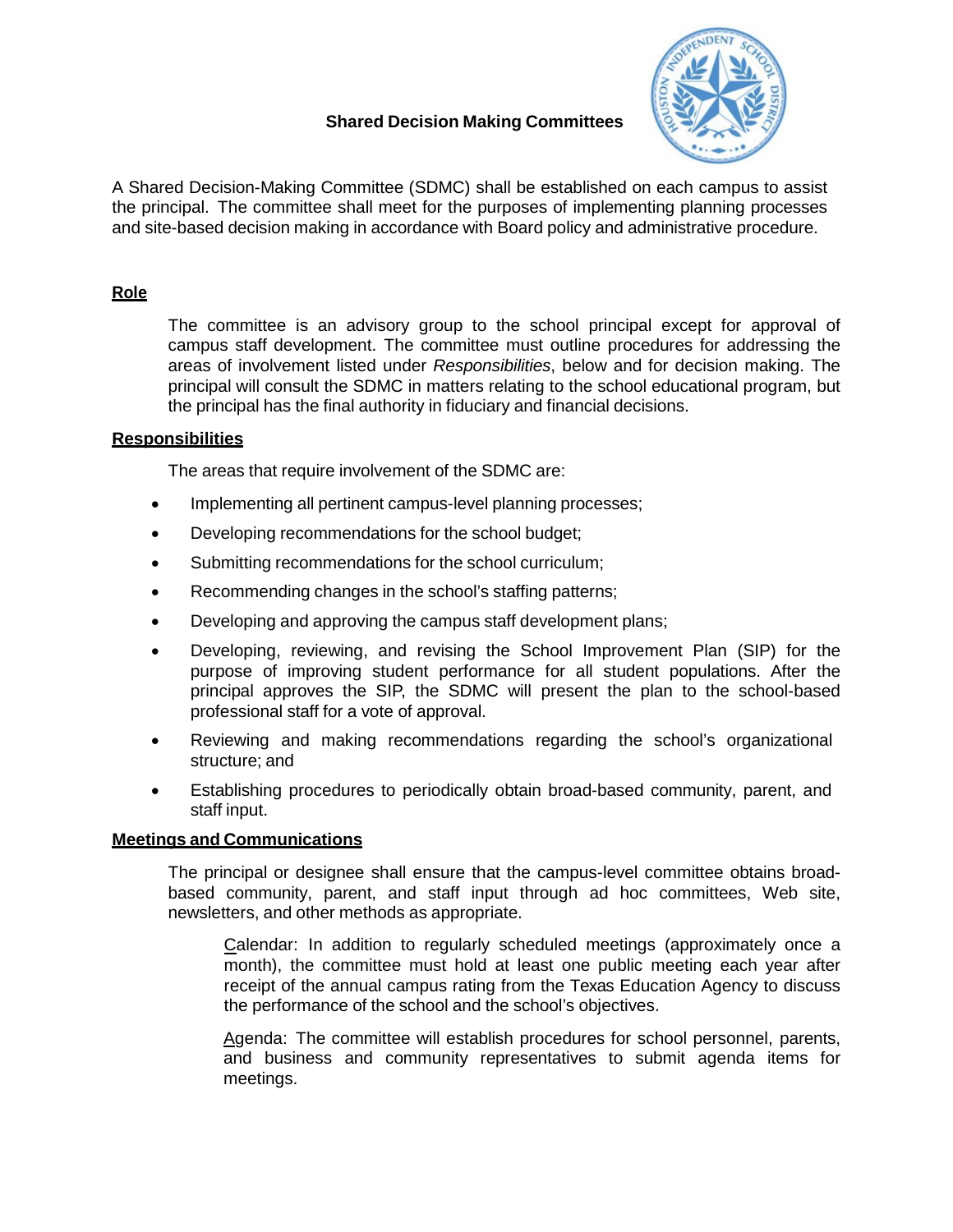# Shared Decision Making Committees

A Shared Decision-Making Committee (SDMC) shall be established on each campus to assist the principal. The committee shall meet for the purposes of implementing planning processes and site-based decision making in accordance with Board policy and administrative procedure.

## Role

The committee is an advisory group to the school principal except for approval of campus staff development. The committee must outline procedures for addressing the areas of involvement listed under *Responsibilities*, below and for decision making. The principal will consult the SDMC in matters relating to the school educational program, but the principal has the final authority in fiduciary and financial decisions.

## Responsibilities

The areas that require involvement of the SDMC are:

- Implementing all pertinent campus-level planning processes;
- Developing recommendations for the school budget;
- Submitting recommendations for the school curriculum;
- Recommending changes in the school's staffing patterns;
- Developing and approving the campus staff development plans;
- Developing, reviewing, and revising the School Improvement Plan (SIP) for the purpose of improving student performance for all student populations. After the principal approves the SIP, the SDMC will present the plan to the school-based professional staff for a vote of approval.
- Reviewing and making recommendations regarding the school's organizational structure; and
- Establishing procedures to periodically obtain broad-based community, parent, and staff input.

## Meetings and Communications

The principal or designee shall ensure that the campus-level committee obtains broad-based community, parent, and staff input through ad hoc committees, Web site, newsletters, and other methods as appropriate.

Calendar: In addition to regularly scheduled meetings (approximately once a month), the committee must hold at least one public meeting each year after receipt of the annual campus rating from the Texas Education Agency to discuss the performance of the school and the school's objectives.

Agenda: The committee will establish procedures for school personnel, parents, and business and community representatives to submit agenda items for meetings.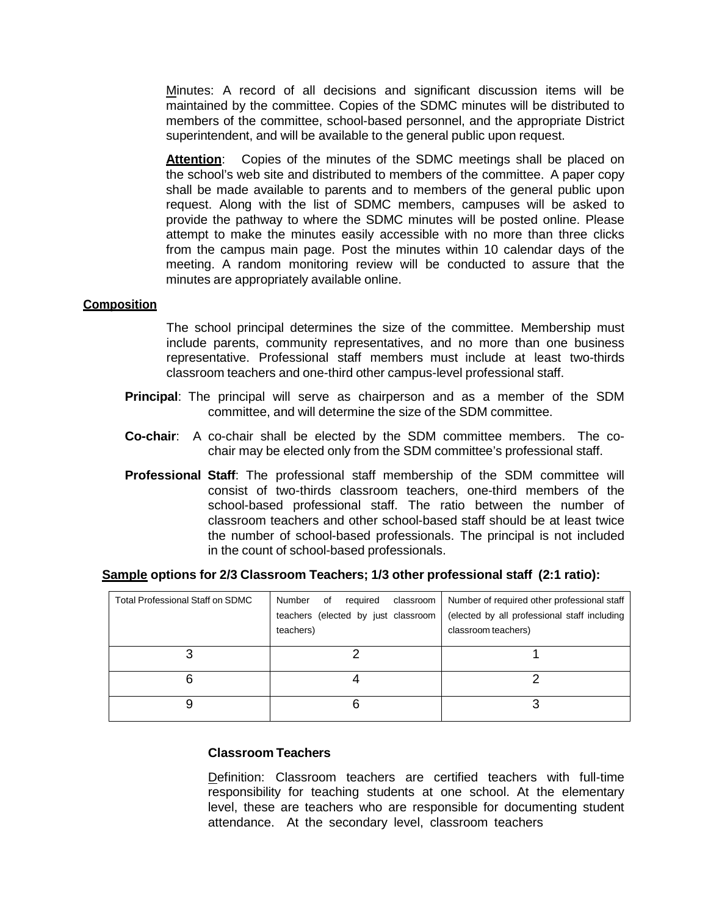Minutes: A record of all decisions and significant discussion items will be maintained by the committee. Copies of the SDMC minutes will be distributed to members of the committee, school-based personnel, and the appropriate District superintendent, and will be available to the general public upon request.

**Attention**: Copies of the minutes of the SDMC meetings shall be placed on the school's web site and distributed to members of the committee. A paper copy shall be made available to parents and to members of the general public upon request. Along with the list of SDMC members, campuses will be asked to provide the pathway to where the SDMC minutes will be posted online. Please attempt to make the minutes easily accessible with no more than three clicks from the campus main page. Post the minutes within 10 calendar days of the meeting. A random monitoring review will be conducted to assure that the minutes are appropriately available online.

**Composition**

The school principal determines the size of the committee. Membership must include parents, community representatives, and no more than one business representative. Professional staff members must include at least two-thirds classroom teachers and one-third other campus-level professional staff.

**Principal**: The principal will serve as chairperson and as a member of the SDM committee, and will determine the size of the SDM committee.

**Co-chair**: A co-chair shall be elected by the SDM committee members. The co-chair may be elected only from the SDM committee's professional staff.

**Professional Staff**: The professional staff membership of the SDM committee will consist of two-thirds classroom teachers, one-third members of the school-based professional staff. The ratio between the number of classroom teachers and other school-based staff should be at least twice the number of school-based professionals. The principal is not included in the count of school-based professionals.

**Sample options for 2/3 Classroom Teachers; 1/3 other professional staff (2:1 ratio):**

| Total Professional Staff on SDMC | Number of required classroom teachers (elected by just classroom teachers) | Number of required other professional staff (elected by all professional staff including classroom teachers) |
|---|---|---|
| 3 | 2 | 1 |
| 6 | 4 | 2 |
| 9 | 6 | 3 |

**Classroom Teachers**

Definition: Classroom teachers are certified teachers with full-time responsibility for teaching students at one school. At the elementary level, these are teachers who are responsible for documenting student attendance. At the secondary level, classroom teachers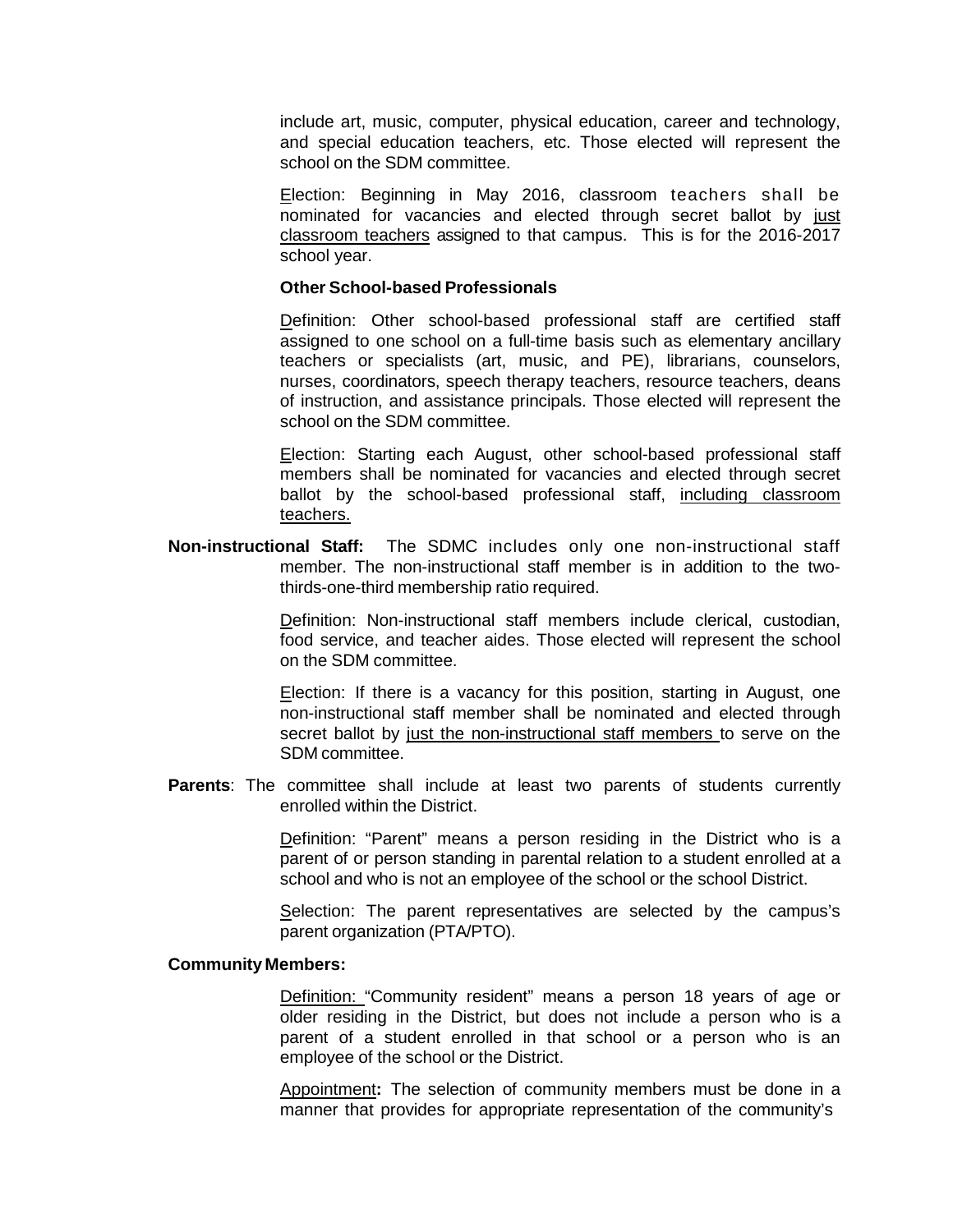include art, music, computer, physical education, career and technology, and special education teachers, etc. Those elected will represent the school on the SDM committee.

Election: Beginning in May 2016, classroom teachers shall be nominated for vacancies and elected through secret ballot by just classroom teachers assigned to that campus. This is for the 2016-2017 school year.

**Other School-based Professionals**

Definition: Other school-based professional staff are certified staff assigned to one school on a full-time basis such as elementary ancillary teachers or specialists (art, music, and PE), librarians, counselors, nurses, coordinators, speech therapy teachers, resource teachers, deans of instruction, and assistance principals. Those elected will represent the school on the SDM committee.

Election: Starting each August, other school-based professional staff members shall be nominated for vacancies and elected through secret ballot by the school-based professional staff, including classroom teachers.

**Non-instructional Staff:** The SDMC includes only one non-instructional staff member. The non-instructional staff member is in addition to the two-thirds-one-third membership ratio required.

Definition: Non-instructional staff members include clerical, custodian, food service, and teacher aides. Those elected will represent the school on the SDM committee.

Election: If there is a vacancy for this position, starting in August, one non-instructional staff member shall be nominated and elected through secret ballot by just the non-instructional staff members to serve on the SDM committee.

**Parents**: The committee shall include at least two parents of students currently enrolled within the District.

Definition: "Parent" means a person residing in the District who is a parent of or person standing in parental relation to a student enrolled at a school and who is not an employee of the school or the school District.

Selection: The parent representatives are selected by the campus's parent organization (PTA/PTO).

**Community Members:**

Definition: "Community resident" means a person 18 years of age or older residing in the District, but does not include a person who is a parent of a student enrolled in that school or a person who is an employee of the school or the District.

Appointment**:** The selection of community members must be done in a manner that provides for appropriate representation of the community's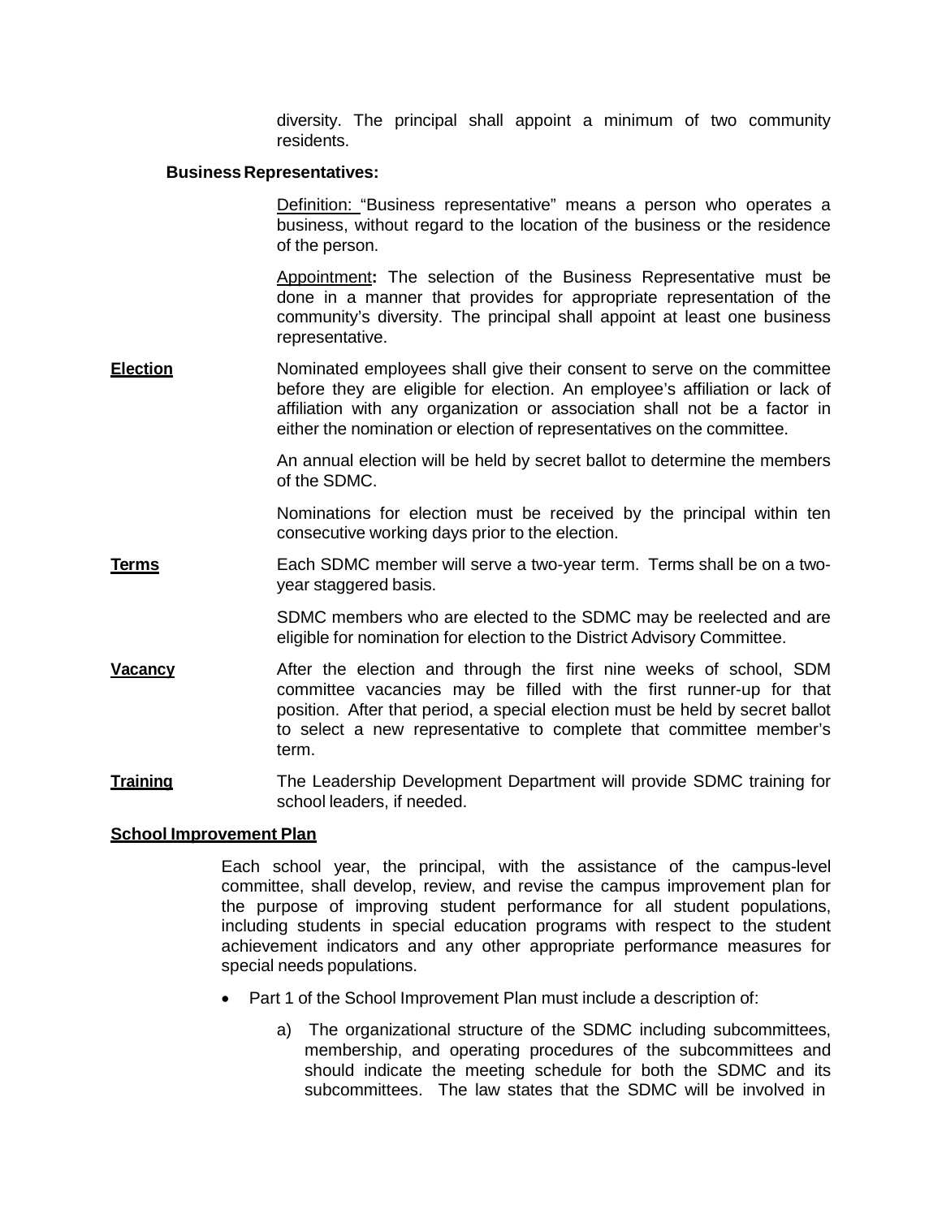diversity. The principal shall appoint a minimum of two community residents.

**Business Representatives:**

Definition: "Business representative" means a person who operates a business, without regard to the location of the business or the residence of the person.

Appointment**:** The selection of the Business Representative must be done in a manner that provides for appropriate representation of the community's diversity. The principal shall appoint at least one business representative.

**Election**

Nominated employees shall give their consent to serve on the committee before they are eligible for election. An employee's affiliation or lack of affiliation with any organization or association shall not be a factor in either the nomination or election of representatives on the committee.

An annual election will be held by secret ballot to determine the members of the SDMC.

Nominations for election must be received by the principal within ten consecutive working days prior to the election.

**Terms**

Each SDMC member will serve a two-year term. Terms shall be on a two-year staggered basis.

SDMC members who are elected to the SDMC may be reelected and are eligible for nomination for election to the District Advisory Committee.

**Vacancy**

After the election and through the first nine weeks of school, SDM committee vacancies may be filled with the first runner-up for that position. After that period, a special election must be held by secret ballot to select a new representative to complete that committee member's term.

**Training**

The Leadership Development Department will provide SDMC training for school leaders, if needed.

**School Improvement Plan**

Each school year, the principal, with the assistance of the campus-level committee, shall develop, review, and revise the campus improvement plan for the purpose of improving student performance for all student populations, including students in special education programs with respect to the student achievement indicators and any other appropriate performance measures for special needs populations.

- Part 1 of the School Improvement Plan must include a description of:
    a) The organizational structure of the SDMC including subcommittees, membership, and operating procedures of the subcommittees and should indicate the meeting schedule for both the SDMC and its subcommittees. The law states that the SDMC will be involved in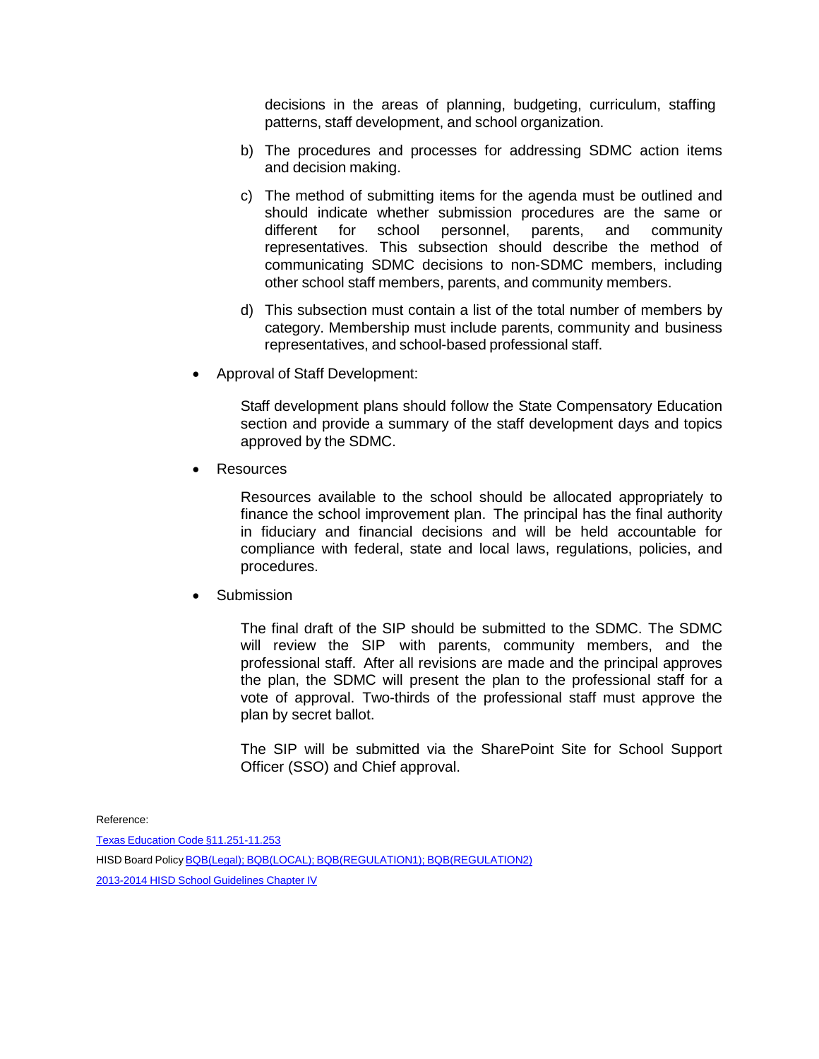decisions in the areas of planning, budgeting, curriculum, staffing patterns, staff development, and school organization.

b) The procedures and processes for addressing SDMC action items and decision making.

c) The method of submitting items for the agenda must be outlined and should indicate whether submission procedures are the same or different for school personnel, parents, and community representatives. This subsection should describe the method of communicating SDMC decisions to non-SDMC members, including other school staff members, parents, and community members.

d) This subsection must contain a list of the total number of members by category. Membership must include parents, community and business representatives, and school-based professional staff.

- Approval of Staff Development:

  Staff development plans should follow the State Compensatory Education section and provide a summary of the staff development days and topics approved by the SDMC.

- Resources

  Resources available to the school should be allocated appropriately to finance the school improvement plan. The principal has the final authority in fiduciary and financial decisions and will be held accountable for compliance with federal, state and local laws, regulations, policies, and procedures.

- Submission

  The final draft of the SIP should be submitted to the SDMC. The SDMC will review the SIP with parents, community members, and the professional staff. After all revisions are made and the principal approves the plan, the SDMC will present the plan to the professional staff for a vote of approval. Two-thirds of the professional staff must approve the plan by secret ballot.

  The SIP will be submitted via the SharePoint Site for School Support Officer (SSO) and Chief approval.

Reference:

Texas Education Code §11.251-11.253

HISD Board Policy BQB(Legal); BQB(LOCAL); BQB(REGULATION1); BQB(REGULATION2)

2013-2014 HISD School Guidelines Chapter IV